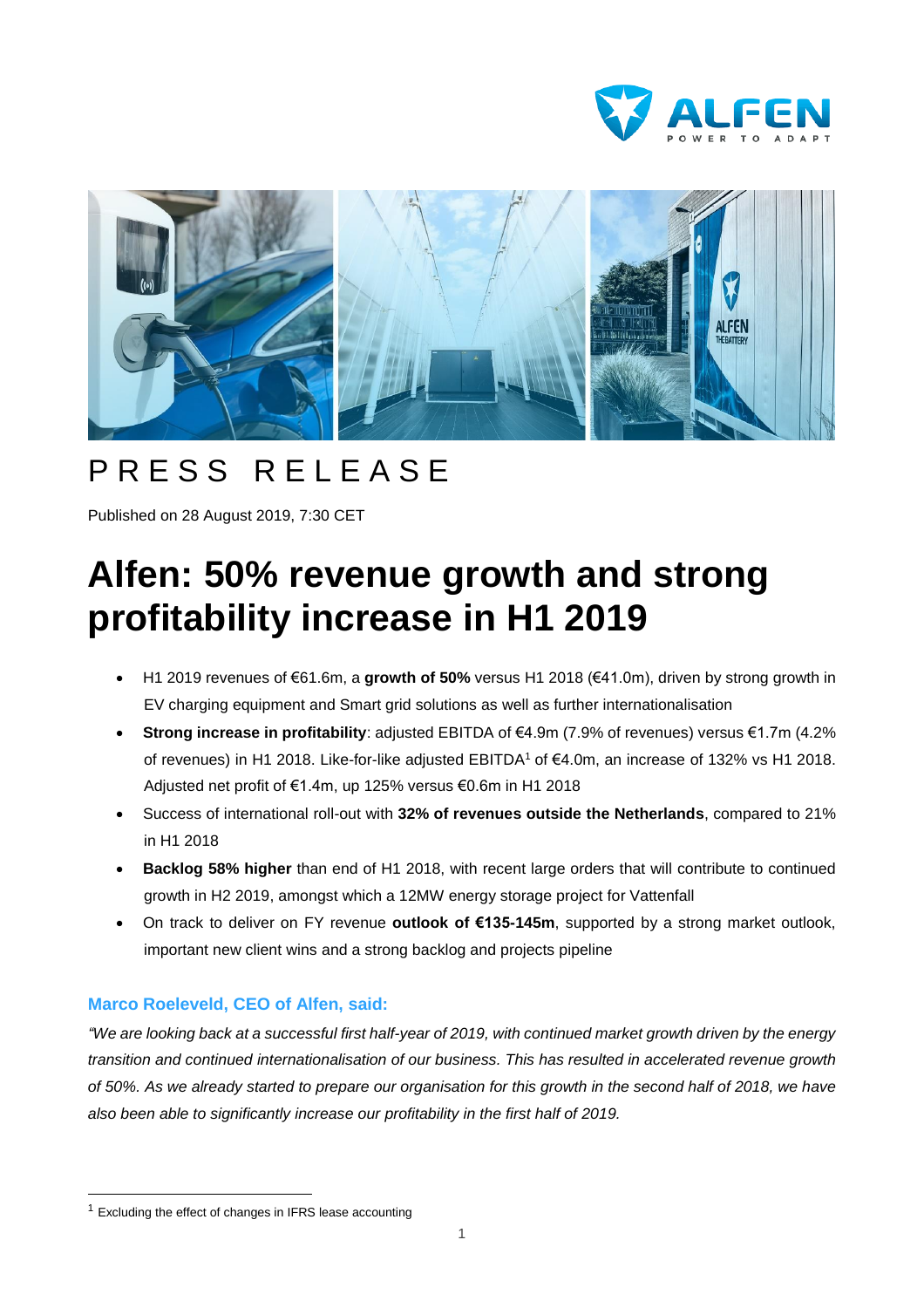# PRESS RELEASE

Published on 28 August 2019, 7:30 CET

# Alfen: 50% revenue growth and strong profitability increase in H1 2019

- H1 2019 revenues of €61.6m, a **growth of 50%** versus H1 2018 (€41.0m), driven by strong growth in EV charging equipment and Smart grid solutions as well as further internationalisation
- **Strong increase in profitability**: adjusted EBITDA of €4.9m (7.9% of revenues) versus €1.7m (4.2% of revenues) in H1 2018. Like-for-like adjusted EBITDA[1] of €4.0m, an increase of 132% vs H1 2018. Adjusted net profit of €1.4m, up 125% versus €0.6m in H1 2018
- Success of international roll-out with **32% of revenues outside the Netherlands**, compared to 21% in H1 2018
- **Backlog 58% higher** than end of H1 2018, with recent large orders that will contribute to continued growth in H2 2019, amongst which a 12MW energy storage project for Vattenfall
- On track to deliver on FY revenue **outlook of €135-145m**, supported by a strong market outlook, important new client wins and a strong backlog and projects pipeline

### Marco Roeleveld, CEO of Alfen, said:

*"We are looking back at a successful first half-year of 2019, with continued market growth driven by the energy transition and continued internationalisation of our business. This has resulted in accelerated revenue growth of 50%. As we already started to prepare our organisation for this growth in the second half of 2018, we have also been able to significantly increase our profitability in the first half of 2019.*

[1] Excluding the effect of changes in IFRS lease accounting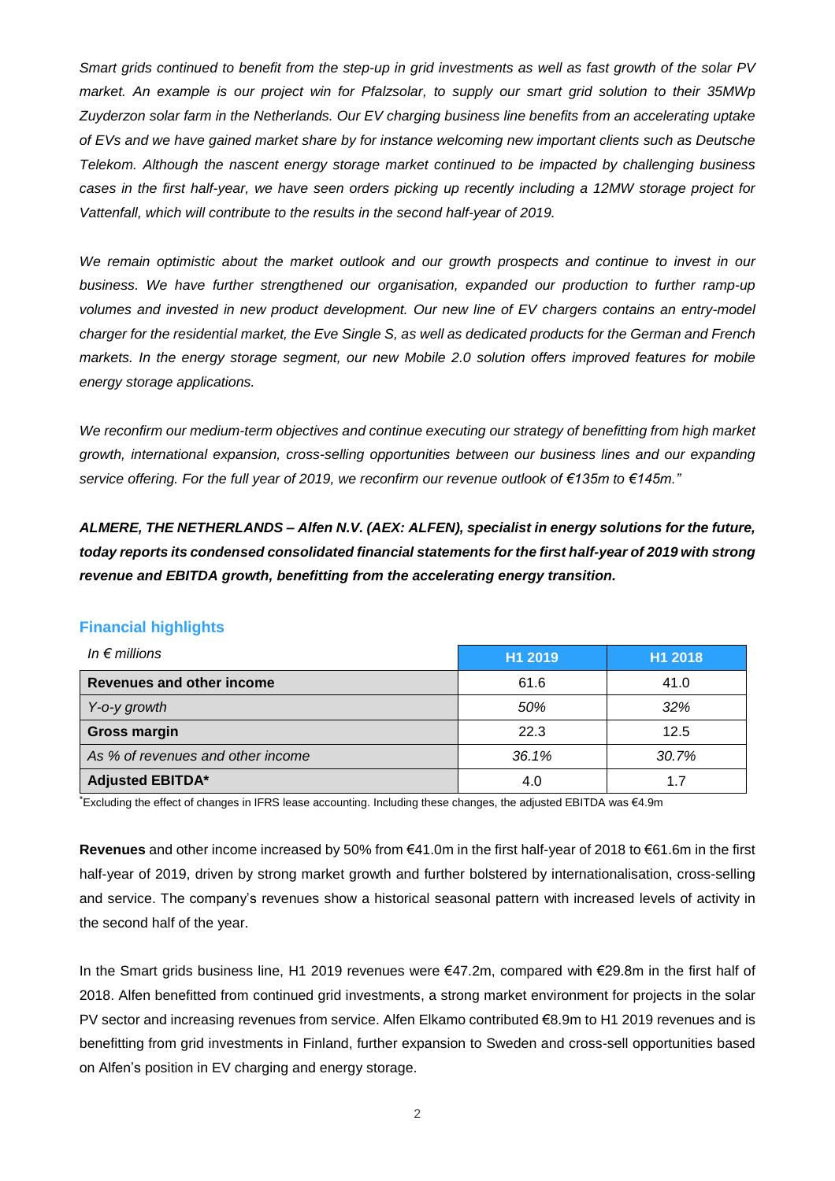*Smart grids continued to benefit from the step-up in grid investments as well as fast growth of the solar PV market. An example is our project win for Pfalzsolar, to supply our smart grid solution to their 35MWp Zuyderzon solar farm in the Netherlands. Our EV charging business line benefits from an accelerating uptake of EVs and we have gained market share by for instance welcoming new important clients such as Deutsche Telekom. Although the nascent energy storage market continued to be impacted by challenging business cases in the first half-year, we have seen orders picking up recently including a 12MW storage project for Vattenfall, which will contribute to the results in the second half-year of 2019.*

*We remain optimistic about the market outlook and our growth prospects and continue to invest in our business. We have further strengthened our organisation, expanded our production to further ramp-up volumes and invested in new product development. Our new line of EV chargers contains an entry-model charger for the residential market, the Eve Single S, as well as dedicated products for the German and French markets. In the energy storage segment, our new Mobile 2.0 solution offers improved features for mobile energy storage applications.*

*We reconfirm our medium-term objectives and continue executing our strategy of benefitting from high market growth, international expansion, cross-selling opportunities between our business lines and our expanding service offering. For the full year of 2019, we reconfirm our revenue outlook of €135m to €145m."*

***ALMERE, THE NETHERLANDS – Alfen N.V. (AEX: ALFEN), specialist in energy solutions for the future, today reports its condensed consolidated financial statements for the first half-year of 2019 with strong revenue and EBITDA growth, benefitting from the accelerating energy transition.***

## Financial highlights

| *In € millions* | H1 2019 | H1 2018 |
|---|---|---|
| **Revenues and other income** | 61.6 | 41.0 |
| *Y-o-y growth* | *50%* | *32%* |
| **Gross margin** | 22.3 | 12.5 |
| *As % of revenues and other income* | *36.1%* | *30.7%* |
| **Adjusted EBITDA*** | 4.0 | 1.7 |

*Excluding the effect of changes in IFRS lease accounting. Including these changes, the adjusted EBITDA was €4.9m

**Revenues** and other income increased by 50% from €41.0m in the first half-year of 2018 to €61.6m in the first half-year of 2019, driven by strong market growth and further bolstered by internationalisation, cross-selling and service. The company's revenues show a historical seasonal pattern with increased levels of activity in the second half of the year.

In the Smart grids business line, H1 2019 revenues were €47.2m, compared with €29.8m in the first half of 2018. Alfen benefitted from continued grid investments, a strong market environment for projects in the solar PV sector and increasing revenues from service. Alfen Elkamo contributed €8.9m to H1 2019 revenues and is benefitting from grid investments in Finland, further expansion to Sweden and cross-sell opportunities based on Alfen's position in EV charging and energy storage.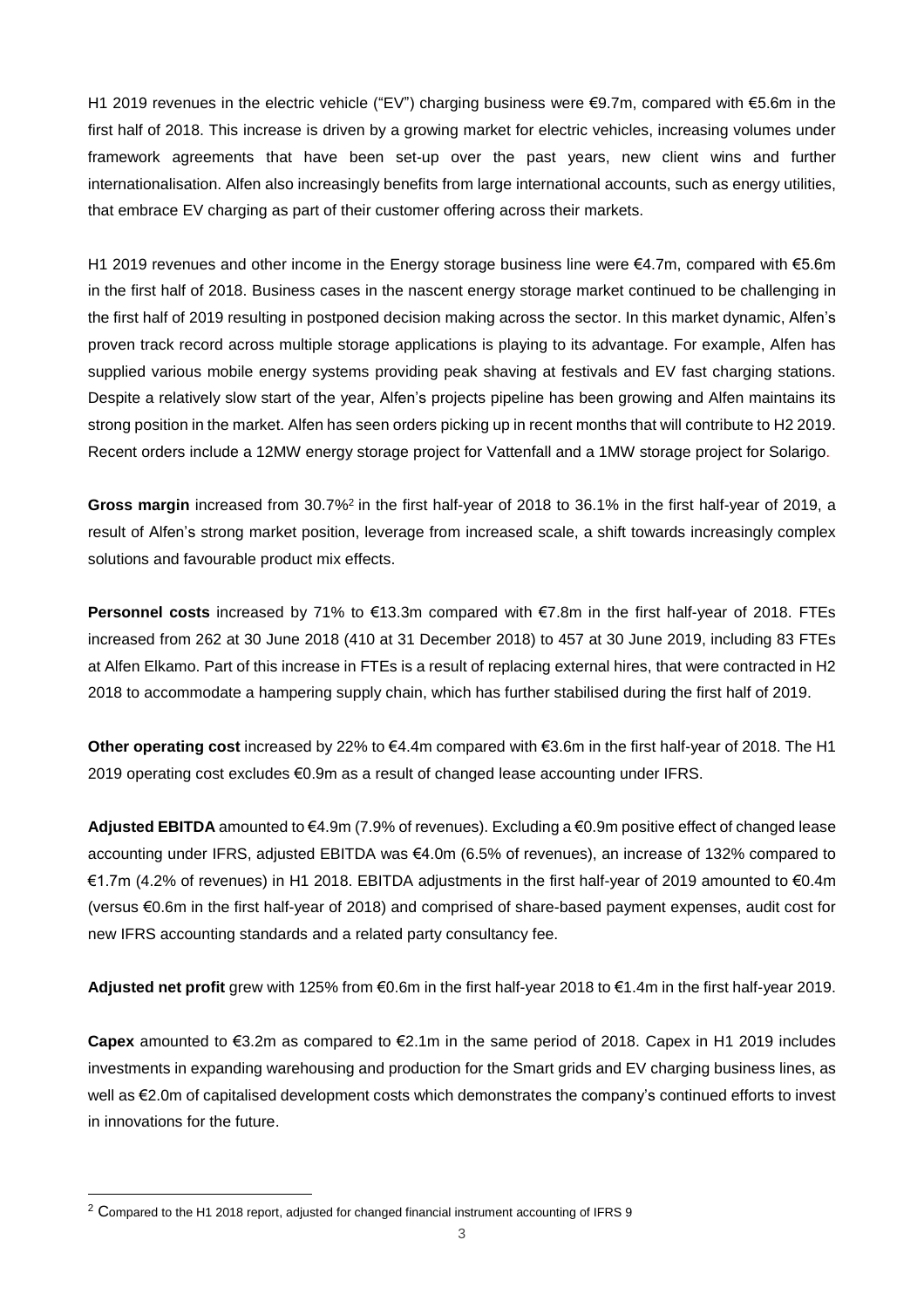H1 2019 revenues in the electric vehicle ("EV") charging business were €9.7m, compared with €5.6m in the first half of 2018. This increase is driven by a growing market for electric vehicles, increasing volumes under framework agreements that have been set-up over the past years, new client wins and further internationalisation. Alfen also increasingly benefits from large international accounts, such as energy utilities, that embrace EV charging as part of their customer offering across their markets.

H1 2019 revenues and other income in the Energy storage business line were €4.7m, compared with €5.6m in the first half of 2018. Business cases in the nascent energy storage market continued to be challenging in the first half of 2019 resulting in postponed decision making across the sector. In this market dynamic, Alfen's proven track record across multiple storage applications is playing to its advantage. For example, Alfen has supplied various mobile energy systems providing peak shaving at festivals and EV fast charging stations. Despite a relatively slow start of the year, Alfen's projects pipeline has been growing and Alfen maintains its strong position in the market. Alfen has seen orders picking up in recent months that will contribute to H2 2019. Recent orders include a 12MW energy storage project for Vattenfall and a 1MW storage project for Solarigo.

**Gross margin** increased from 30.7%[2] in the first half-year of 2018 to 36.1% in the first half-year of 2019, a result of Alfen's strong market position, leverage from increased scale, a shift towards increasingly complex solutions and favourable product mix effects.

**Personnel costs** increased by 71% to €13.3m compared with €7.8m in the first half-year of 2018. FTEs increased from 262 at 30 June 2018 (410 at 31 December 2018) to 457 at 30 June 2019, including 83 FTEs at Alfen Elkamo. Part of this increase in FTEs is a result of replacing external hires, that were contracted in H2 2018 to accommodate a hampering supply chain, which has further stabilised during the first half of 2019.

**Other operating cost** increased by 22% to €4.4m compared with €3.6m in the first half-year of 2018. The H1 2019 operating cost excludes €0.9m as a result of changed lease accounting under IFRS.

**Adjusted EBITDA** amounted to €4.9m (7.9% of revenues). Excluding a €0.9m positive effect of changed lease accounting under IFRS, adjusted EBITDA was €4.0m (6.5% of revenues), an increase of 132% compared to €1.7m (4.2% of revenues) in H1 2018. EBITDA adjustments in the first half-year of 2019 amounted to €0.4m (versus €0.6m in the first half-year of 2018) and comprised of share-based payment expenses, audit cost for new IFRS accounting standards and a related party consultancy fee.

**Adjusted net profit** grew with 125% from €0.6m in the first half-year 2018 to €1.4m in the first half-year 2019.

**Capex** amounted to €3.2m as compared to €2.1m in the same period of 2018. Capex in H1 2019 includes investments in expanding warehousing and production for the Smart grids and EV charging business lines, as well as €2.0m of capitalised development costs which demonstrates the company's continued efforts to invest in innovations for the future.

---

[2] Compared to the H1 2018 report, adjusted for changed financial instrument accounting of IFRS 9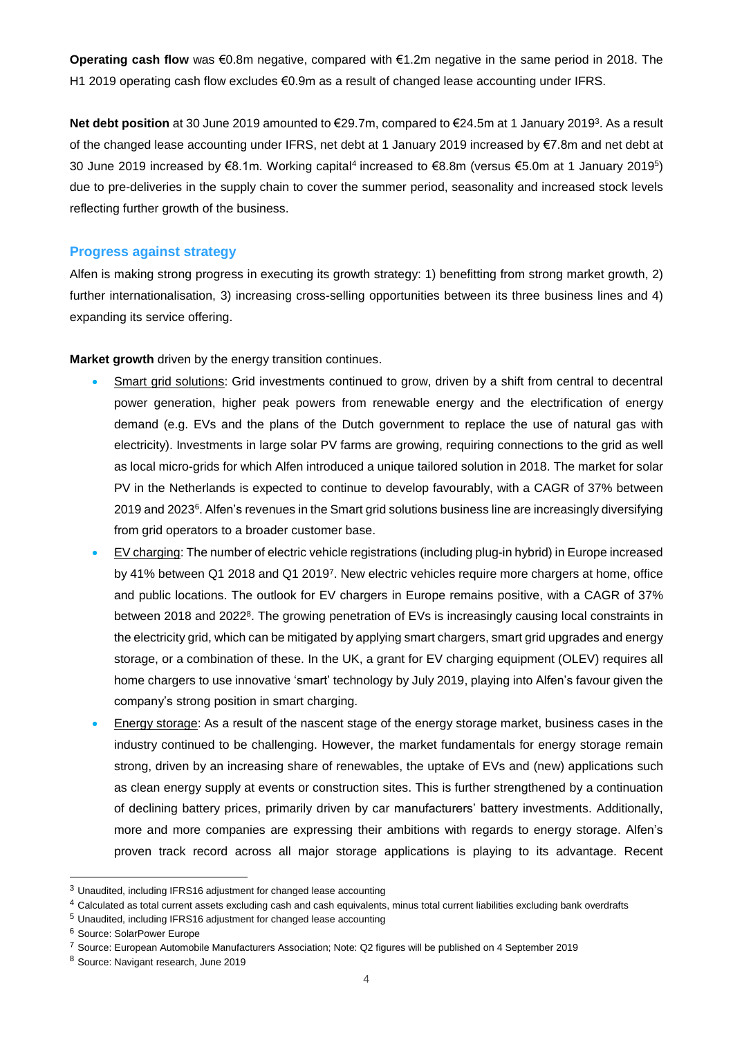**Operating cash flow** was €0.8m negative, compared with €1.2m negative in the same period in 2018. The H1 2019 operating cash flow excludes €0.9m as a result of changed lease accounting under IFRS.

**Net debt position** at 30 June 2019 amounted to €29.7m, compared to €24.5m at 1 January 2019[3]. As a result of the changed lease accounting under IFRS, net debt at 1 January 2019 increased by €7.8m and net debt at 30 June 2019 increased by €8.1m. Working capital[4] increased to €8.8m (versus €5.0m at 1 January 2019[5]) due to pre-deliveries in the supply chain to cover the summer period, seasonality and increased stock levels reflecting further growth of the business.

## Progress against strategy

Alfen is making strong progress in executing its growth strategy: 1) benefitting from strong market growth, 2) further internationalisation, 3) increasing cross-selling opportunities between its three business lines and 4) expanding its service offering.

**Market growth** driven by the energy transition continues.

- Smart grid solutions: Grid investments continued to grow, driven by a shift from central to decentral power generation, higher peak powers from renewable energy and the electrification of energy demand (e.g. EVs and the plans of the Dutch government to replace the use of natural gas with electricity). Investments in large solar PV farms are growing, requiring connections to the grid as well as local micro-grids for which Alfen introduced a unique tailored solution in 2018. The market for solar PV in the Netherlands is expected to continue to develop favourably, with a CAGR of 37% between 2019 and 2023[6]. Alfen's revenues in the Smart grid solutions business line are increasingly diversifying from grid operators to a broader customer base.
- EV charging: The number of electric vehicle registrations (including plug-in hybrid) in Europe increased by 41% between Q1 2018 and Q1 2019[7]. New electric vehicles require more chargers at home, office and public locations. The outlook for EV chargers in Europe remains positive, with a CAGR of 37% between 2018 and 2022[8]. The growing penetration of EVs is increasingly causing local constraints in the electricity grid, which can be mitigated by applying smart chargers, smart grid upgrades and energy storage, or a combination of these. In the UK, a grant for EV charging equipment (OLEV) requires all home chargers to use innovative 'smart' technology by July 2019, playing into Alfen's favour given the company's strong position in smart charging.
- Energy storage: As a result of the nascent stage of the energy storage market, business cases in the industry continued to be challenging. However, the market fundamentals for energy storage remain strong, driven by an increasing share of renewables, the uptake of EVs and (new) applications such as clean energy supply at events or construction sites. This is further strengthened by a continuation of declining battery prices, primarily driven by car manufacturers' battery investments. Additionally, more and more companies are expressing their ambitions with regards to energy storage. Alfen's proven track record across all major storage applications is playing to its advantage. Recent

---

[3] Unaudited, including IFRS16 adjustment for changed lease accounting

[4] Calculated as total current assets excluding cash and cash equivalents, minus total current liabilities excluding bank overdrafts

[5] Unaudited, including IFRS16 adjustment for changed lease accounting

[6] Source: SolarPower Europe

[7] Source: European Automobile Manufacturers Association; Note: Q2 figures will be published on 4 September 2019

[8] Source: Navigant research, June 2019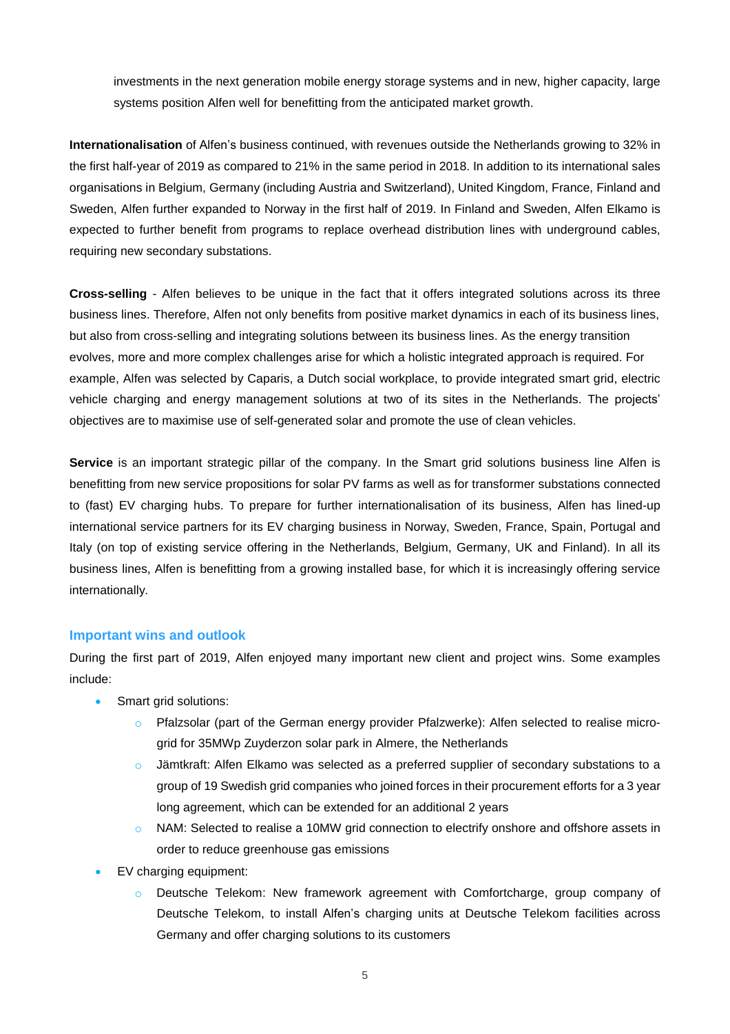investments in the next generation mobile energy storage systems and in new, higher capacity, large systems position Alfen well for benefitting from the anticipated market growth.

**Internationalisation** of Alfen's business continued, with revenues outside the Netherlands growing to 32% in the first half-year of 2019 as compared to 21% in the same period in 2018. In addition to its international sales organisations in Belgium, Germany (including Austria and Switzerland), United Kingdom, France, Finland and Sweden, Alfen further expanded to Norway in the first half of 2019. In Finland and Sweden, Alfen Elkamo is expected to further benefit from programs to replace overhead distribution lines with underground cables, requiring new secondary substations.

**Cross-selling** - Alfen believes to be unique in the fact that it offers integrated solutions across its three business lines. Therefore, Alfen not only benefits from positive market dynamics in each of its business lines, but also from cross-selling and integrating solutions between its business lines. As the energy transition evolves, more and more complex challenges arise for which a holistic integrated approach is required. For example, Alfen was selected by Caparis, a Dutch social workplace, to provide integrated smart grid, electric vehicle charging and energy management solutions at two of its sites in the Netherlands. The projects' objectives are to maximise use of self-generated solar and promote the use of clean vehicles.

**Service** is an important strategic pillar of the company. In the Smart grid solutions business line Alfen is benefitting from new service propositions for solar PV farms as well as for transformer substations connected to (fast) EV charging hubs. To prepare for further internationalisation of its business, Alfen has lined-up international service partners for its EV charging business in Norway, Sweden, France, Spain, Portugal and Italy (on top of existing service offering in the Netherlands, Belgium, Germany, UK and Finland). In all its business lines, Alfen is benefitting from a growing installed base, for which it is increasingly offering service internationally.

## Important wins and outlook

During the first part of 2019, Alfen enjoyed many important new client and project wins. Some examples include:

- Smart grid solutions:
  - Pfalzsolar (part of the German energy provider Pfalzwerke): Alfen selected to realise micro-grid for 35MWp Zuyderzon solar park in Almere, the Netherlands
  - Jämtkraft: Alfen Elkamo was selected as a preferred supplier of secondary substations to a group of 19 Swedish grid companies who joined forces in their procurement efforts for a 3 year long agreement, which can be extended for an additional 2 years
  - NAM: Selected to realise a 10MW grid connection to electrify onshore and offshore assets in order to reduce greenhouse gas emissions
- EV charging equipment:
  - Deutsche Telekom: New framework agreement with Comfortcharge, group company of Deutsche Telekom, to install Alfen's charging units at Deutsche Telekom facilities across Germany and offer charging solutions to its customers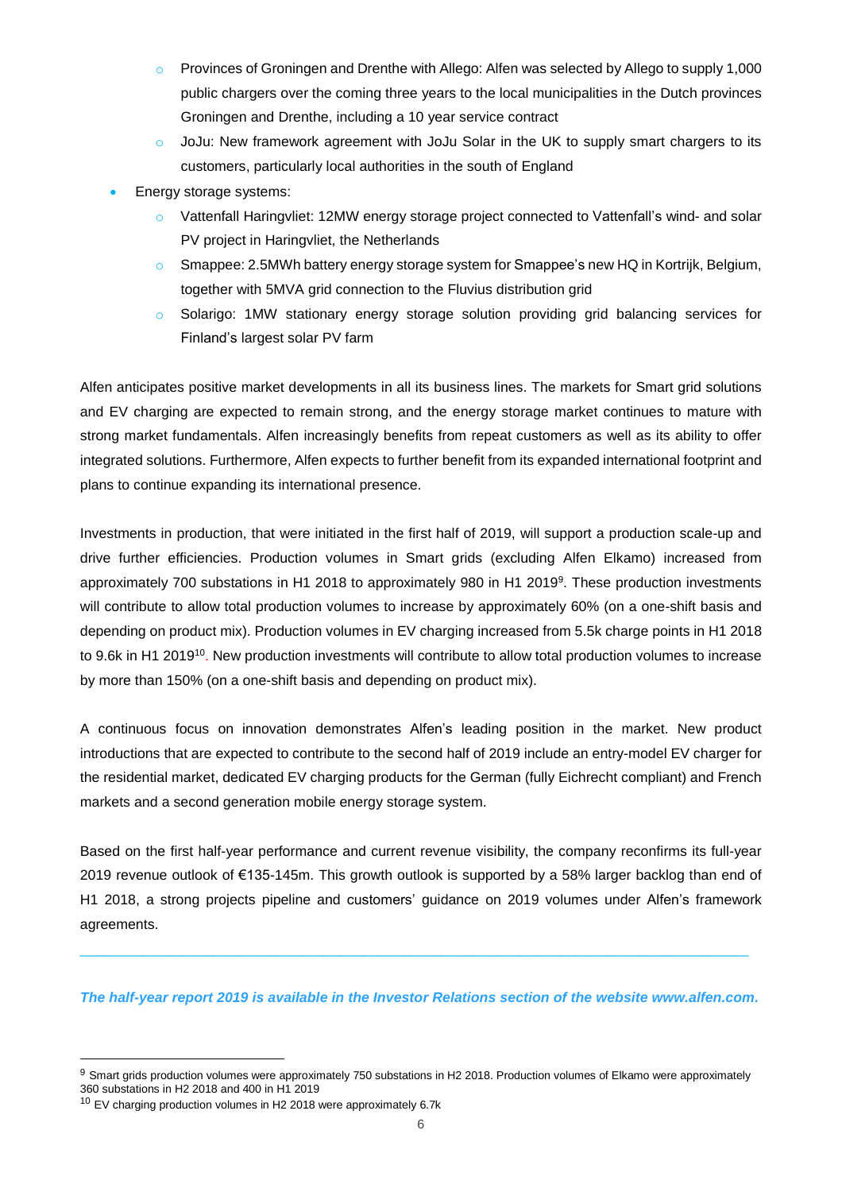- Provinces of Groningen and Drenthe with Allego: Alfen was selected by Allego to supply 1,000 public chargers over the coming three years to the local municipalities in the Dutch provinces Groningen and Drenthe, including a 10 year service contract
  - JoJu: New framework agreement with JoJu Solar in the UK to supply smart chargers to its customers, particularly local authorities in the south of England
- Energy storage systems:
  - Vattenfall Haringvliet: 12MW energy storage project connected to Vattenfall's wind- and solar PV project in Haringvliet, the Netherlands
  - Smappee: 2.5MWh battery energy storage system for Smappee's new HQ in Kortrijk, Belgium, together with 5MVA grid connection to the Fluvius distribution grid
  - Solarigo: 1MW stationary energy storage solution providing grid balancing services for Finland's largest solar PV farm

Alfen anticipates positive market developments in all its business lines. The markets for Smart grid solutions and EV charging are expected to remain strong, and the energy storage market continues to mature with strong market fundamentals. Alfen increasingly benefits from repeat customers as well as its ability to offer integrated solutions. Furthermore, Alfen expects to further benefit from its expanded international footprint and plans to continue expanding its international presence.

Investments in production, that were initiated in the first half of 2019, will support a production scale-up and drive further efficiencies. Production volumes in Smart grids (excluding Alfen Elkamo) increased from approximately 700 substations in H1 2018 to approximately 980 in H1 2019[9]. These production investments will contribute to allow total production volumes to increase by approximately 60% (on a one-shift basis and depending on product mix). Production volumes in EV charging increased from 5.5k charge points in H1 2018 to 9.6k in H1 2019[10]. New production investments will contribute to allow total production volumes to increase by more than 150% (on a one-shift basis and depending on product mix).

A continuous focus on innovation demonstrates Alfen's leading position in the market. New product introductions that are expected to contribute to the second half of 2019 include an entry-model EV charger for the residential market, dedicated EV charging products for the German (fully Eichrecht compliant) and French markets and a second generation mobile energy storage system.

Based on the first half-year performance and current revenue visibility, the company reconfirms its full-year 2019 revenue outlook of €135-145m. This growth outlook is supported by a 58% larger backlog than end of H1 2018, a strong projects pipeline and customers' guidance on 2019 volumes under Alfen's framework agreements.

---

***The half-year report 2019 is available in the Investor Relations section of the website www.alfen.com.***

---

[9] Smart grids production volumes were approximately 750 substations in H2 2018. Production volumes of Elkamo were approximately 360 substations in H2 2018 and 400 in H1 2019

[10] EV charging production volumes in H2 2018 were approximately 6.7k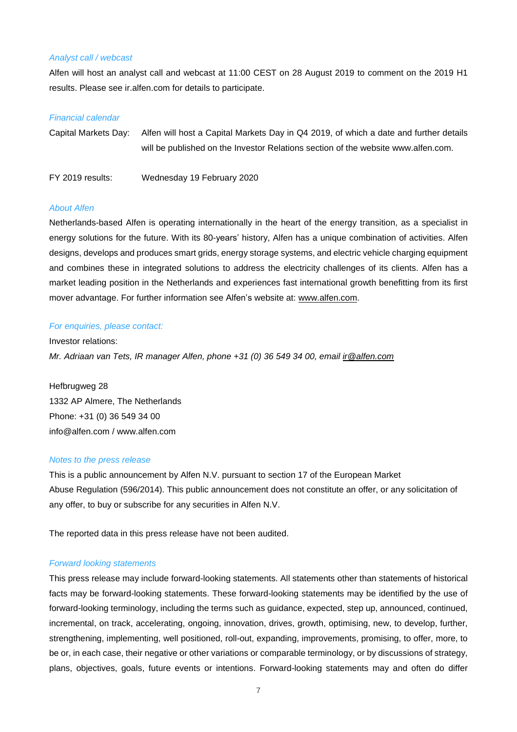*Analyst call / webcast*

Alfen will host an analyst call and webcast at 11:00 CEST on 28 August 2019 to comment on the 2019 H1 results. Please see ir.alfen.com for details to participate.

*Financial calendar*

Capital Markets Day: Alfen will host a Capital Markets Day in Q4 2019, of which a date and further details will be published on the Investor Relations section of the website www.alfen.com.

FY 2019 results: Wednesday 19 February 2020

*About Alfen*

Netherlands-based Alfen is operating internationally in the heart of the energy transition, as a specialist in energy solutions for the future. With its 80-years' history, Alfen has a unique combination of activities. Alfen designs, develops and produces smart grids, energy storage systems, and electric vehicle charging equipment and combines these in integrated solutions to address the electricity challenges of its clients. Alfen has a market leading position in the Netherlands and experiences fast international growth benefitting from its first mover advantage. For further information see Alfen's website at: www.alfen.com.

*For enquiries, please contact:*

Investor relations:

*Mr. Adriaan van Tets, IR manager Alfen, phone +31 (0) 36 549 34 00, email ir@alfen.com*

Hefbrugweg 28
1332 AP Almere, The Netherlands
Phone: +31 (0) 36 549 34 00
info@alfen.com / www.alfen.com

*Notes to the press release*

This is a public announcement by Alfen N.V. pursuant to section 17 of the European Market Abuse Regulation (596/2014). This public announcement does not constitute an offer, or any solicitation of any offer, to buy or subscribe for any securities in Alfen N.V.

The reported data in this press release have not been audited.

*Forward looking statements*

This press release may include forward-looking statements. All statements other than statements of historical facts may be forward-looking statements. These forward-looking statements may be identified by the use of forward-looking terminology, including the terms such as guidance, expected, step up, announced, continued, incremental, on track, accelerating, ongoing, innovation, drives, growth, optimising, new, to develop, further, strengthening, implementing, well positioned, roll-out, expanding, improvements, promising, to offer, more, to be or, in each case, their negative or other variations or comparable terminology, or by discussions of strategy, plans, objectives, goals, future events or intentions. Forward-looking statements may and often do differ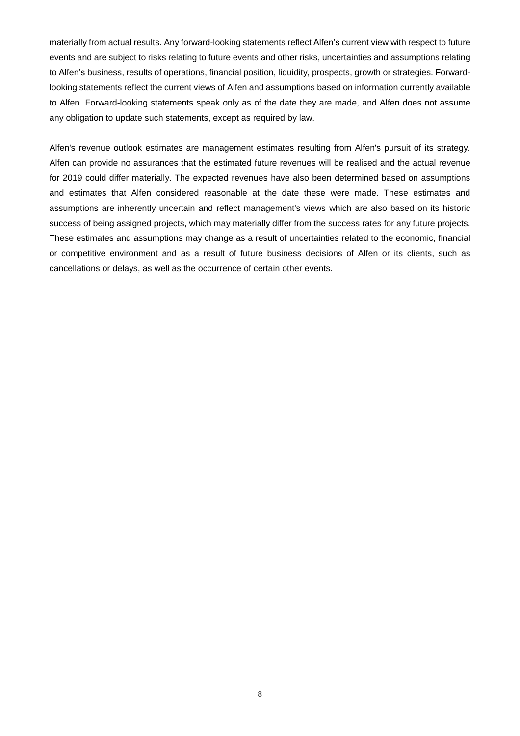materially from actual results. Any forward-looking statements reflect Alfen's current view with respect to future events and are subject to risks relating to future events and other risks, uncertainties and assumptions relating to Alfen's business, results of operations, financial position, liquidity, prospects, growth or strategies. Forward-looking statements reflect the current views of Alfen and assumptions based on information currently available to Alfen. Forward-looking statements speak only as of the date they are made, and Alfen does not assume any obligation to update such statements, except as required by law.

Alfen's revenue outlook estimates are management estimates resulting from Alfen's pursuit of its strategy. Alfen can provide no assurances that the estimated future revenues will be realised and the actual revenue for 2019 could differ materially. The expected revenues have also been determined based on assumptions and estimates that Alfen considered reasonable at the date these were made. These estimates and assumptions are inherently uncertain and reflect management's views which are also based on its historic success of being assigned projects, which may materially differ from the success rates for any future projects. These estimates and assumptions may change as a result of uncertainties related to the economic, financial or competitive environment and as a result of future business decisions of Alfen or its clients, such as cancellations or delays, as well as the occurrence of certain other events.